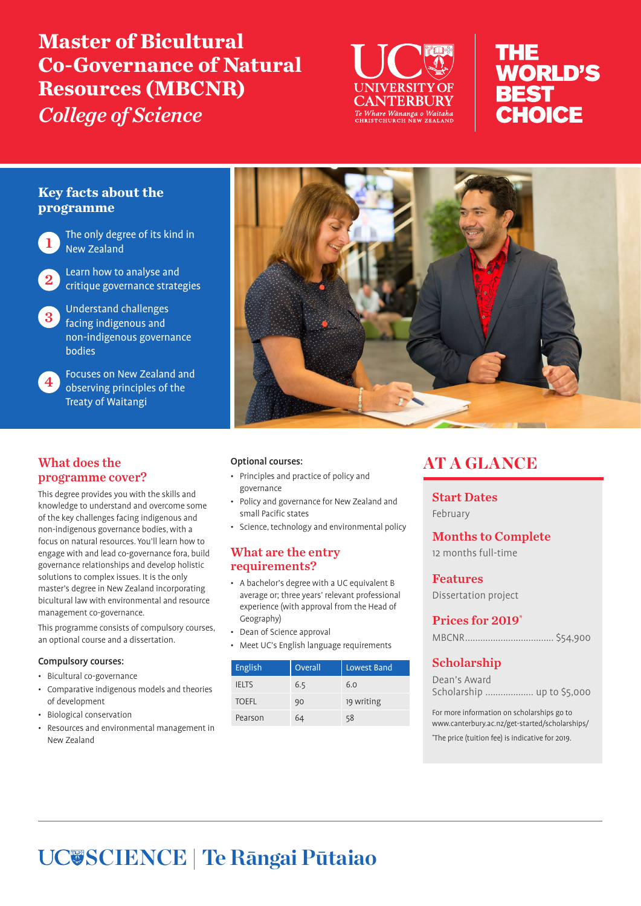# Master of Bicultural Co-Governance of Natural Resources (MBCNR)

*College of Science*

UC UNIVERSITY OF CANTERBURY
*Te Whare Wānanga o Waitaha*
CHRISTCHURCH NEW ZEALAND

THE WORLD'S BEST CHOICE

## Key facts about the programme

1. The only degree of its kind in New Zealand
2. Learn how to analyse and critique governance strategies
3. Understand challenges facing indigenous and non-indigenous governance bodies
4. Focuses on New Zealand and observing principles of the Treaty of Waitangi

## What does the programme cover?

This degree provides you with the skills and knowledge to understand and overcome some of the key challenges facing indigenous and non-indigenous governance bodies, with a focus on natural resources. You'll learn how to engage with and lead co-governance fora, build governance relationships and develop holistic solutions to complex issues. It is the only master's degree in New Zealand incorporating bicultural law with environmental and resource management co-governance.

This programme consists of compulsory courses, an optional course and a dissertation.

**Compulsory courses:**

- Bicultural co-governance
- Comparative indigenous models and theories of development
- Biological conservation
- Resources and environmental management in New Zealand

**Optional courses:**

- Principles and practice of policy and governance
- Policy and governance for New Zealand and small Pacific states
- Science, technology and environmental policy

## What are the entry requirements?

- A bachelor's degree with a UC equivalent B average or; three years' relevant professional experience (with approval from the Head of Geography)
- Dean of Science approval
- Meet UC's English language requirements

| English | Overall | Lowest Band |
|---|---|---|
| IELTS | 6.5 | 6.0 |
| TOEFL | 90 | 19 writing |
| Pearson | 64 | 58 |

## AT A GLANCE

### Start Dates

February

### Months to Complete

12 months full-time

### Features

Dissertation project

### Prices for 2019*

MBCNR.................................. $54,900

### Scholarship

Dean's Award Scholarship .................. up to $5,000

For more information on scholarships go to www.canterbury.ac.nz/get-started/scholarships/

*The price (tuition fee) is indicative for 2019.

UC SCIENCE | Te Rāngai Pūtaiao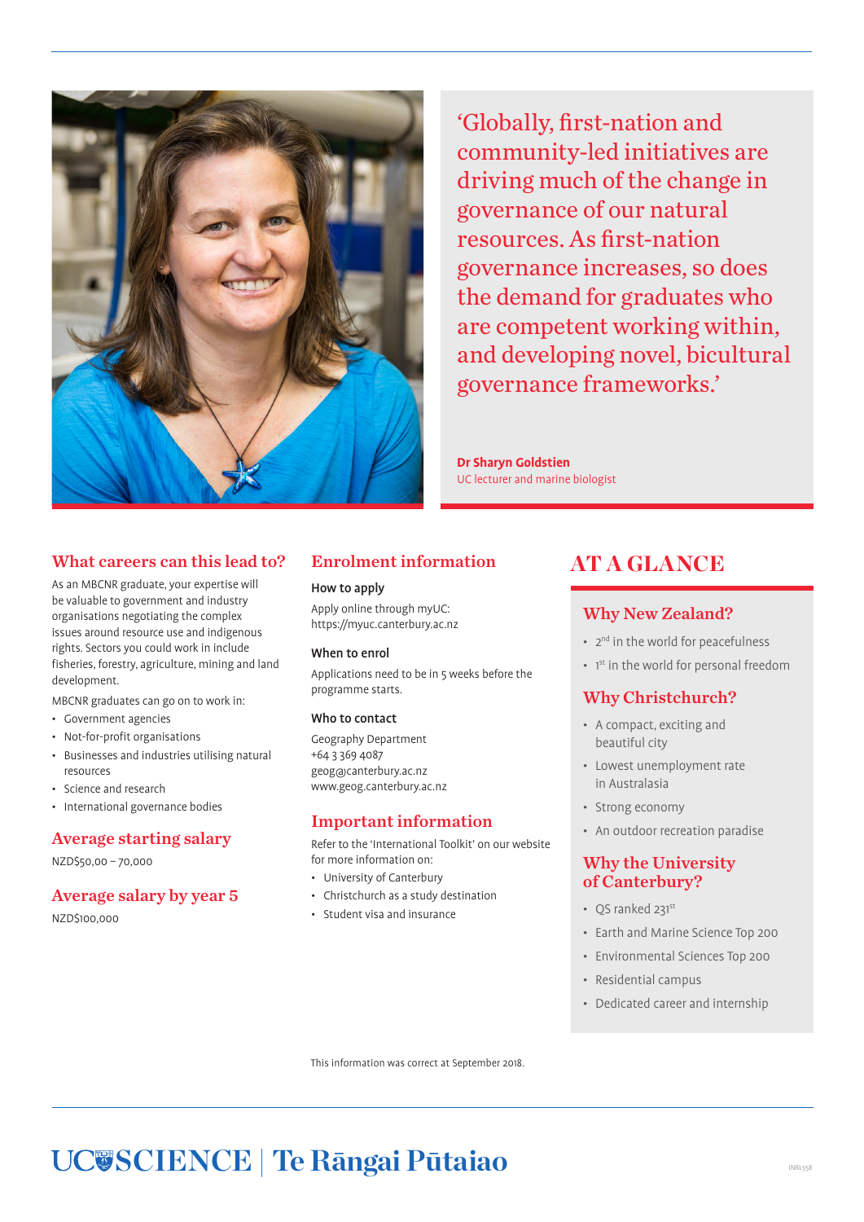> ‘Globally, first-nation and community-led initiatives are driving much of the change in governance of our natural resources. As first-nation governance increases, so does the demand for graduates who are competent working within, and developing novel, bicultural governance frameworks.’

**Dr Sharyn Goldstien**
UC lecturer and marine biologist

## What careers can this lead to?

As an MBCNR graduate, your expertise will be valuable to government and industry organisations negotiating the complex issues around resource use and indigenous rights. Sectors you could work in include fisheries, forestry, agriculture, mining and land development.

MBCNR graduates can go on to work in:

- Government agencies
- Not-for-profit organisations
- Businesses and industries utilising natural resources
- Science and research
- International governance bodies

## Average starting salary

NZD$50,00 – 70,000

## Average salary by year 5

NZD$100,000

## Enrolment information

**How to apply**

Apply online through myUC:
https://myuc.canterbury.ac.nz

**When to enrol**

Applications need to be in 5 weeks before the programme starts.

**Who to contact**

Geography Department
+64 3 369 4087
geog@canterbury.ac.nz
www.geog.canterbury.ac.nz

## Important information

Refer to the ‘International Toolkit’ on our website for more information on:

- University of Canterbury
- Christchurch as a study destination
- Student visa and insurance

# AT A GLANCE

## Why New Zealand?

- 2nd in the world for peacefulness
- 1st in the world for personal freedom

## Why Christchurch?

- A compact, exciting and beautiful city
- Lowest unemployment rate in Australasia
- Strong economy
- An outdoor recreation paradise

## Why the University of Canterbury?

- QS ranked 231st
- Earth and Marine Science Top 200
- Environmental Sciences Top 200
- Residential campus
- Dedicated career and internship

This information was correct at September 2018.

UC SCIENCE | Te Rāngai Pūtaiao